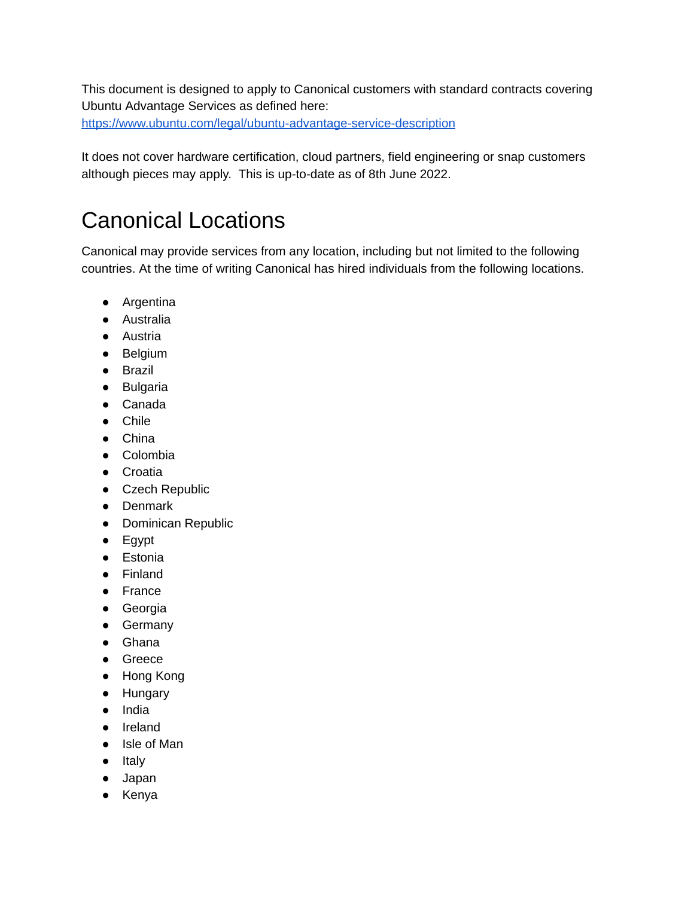This document is designed to apply to Canonical customers with standard contracts covering Ubuntu Advantage Services as defined here:
[https://www.ubuntu.com/legal/ubuntu-advantage-service-description](https://www.ubuntu.com/legal/ubuntu-advantage-service-description)

It does not cover hardware certification, cloud partners, field engineering or snap customers although pieces may apply. This is up-to-date as of 8th June 2022.

# Canonical Locations

Canonical may provide services from any location, including but not limited to the following countries. At the time of writing Canonical has hired individuals from the following locations.

- Argentina
- Australia
- Austria
- Belgium
- Brazil
- Bulgaria
- Canada
- Chile
- China
- Colombia
- Croatia
- Czech Republic
- Denmark
- Dominican Republic
- Egypt
- Estonia
- Finland
- France
- Georgia
- Germany
- Ghana
- Greece
- Hong Kong
- Hungary
- India
- Ireland
- Isle of Man
- Italy
- Japan
- Kenya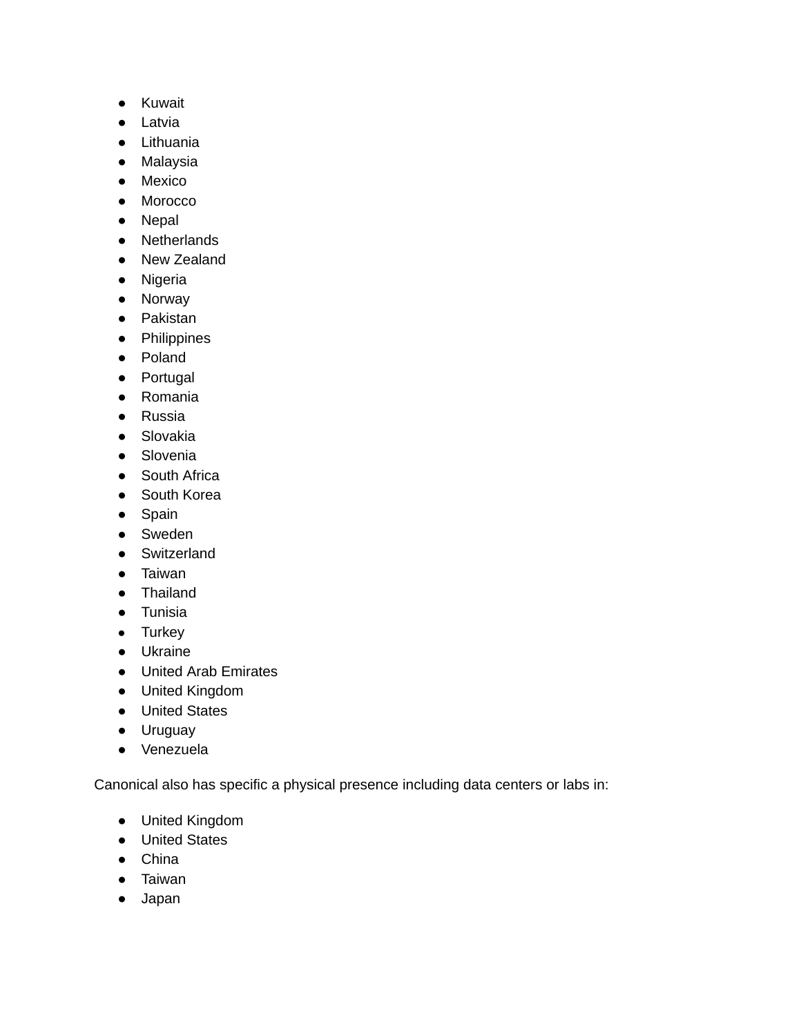- Kuwait
- Latvia
- Lithuania
- Malaysia
- Mexico
- Morocco
- Nepal
- Netherlands
- New Zealand
- Nigeria
- Norway
- Pakistan
- Philippines
- Poland
- Portugal
- Romania
- Russia
- Slovakia
- Slovenia
- South Africa
- South Korea
- Spain
- Sweden
- Switzerland
- Taiwan
- Thailand
- Tunisia
- Turkey
- Ukraine
- United Arab Emirates
- United Kingdom
- United States
- Uruguay
- Venezuela

Canonical also has specific a physical presence including data centers or labs in:

- United Kingdom
- United States
- China
- Taiwan
- Japan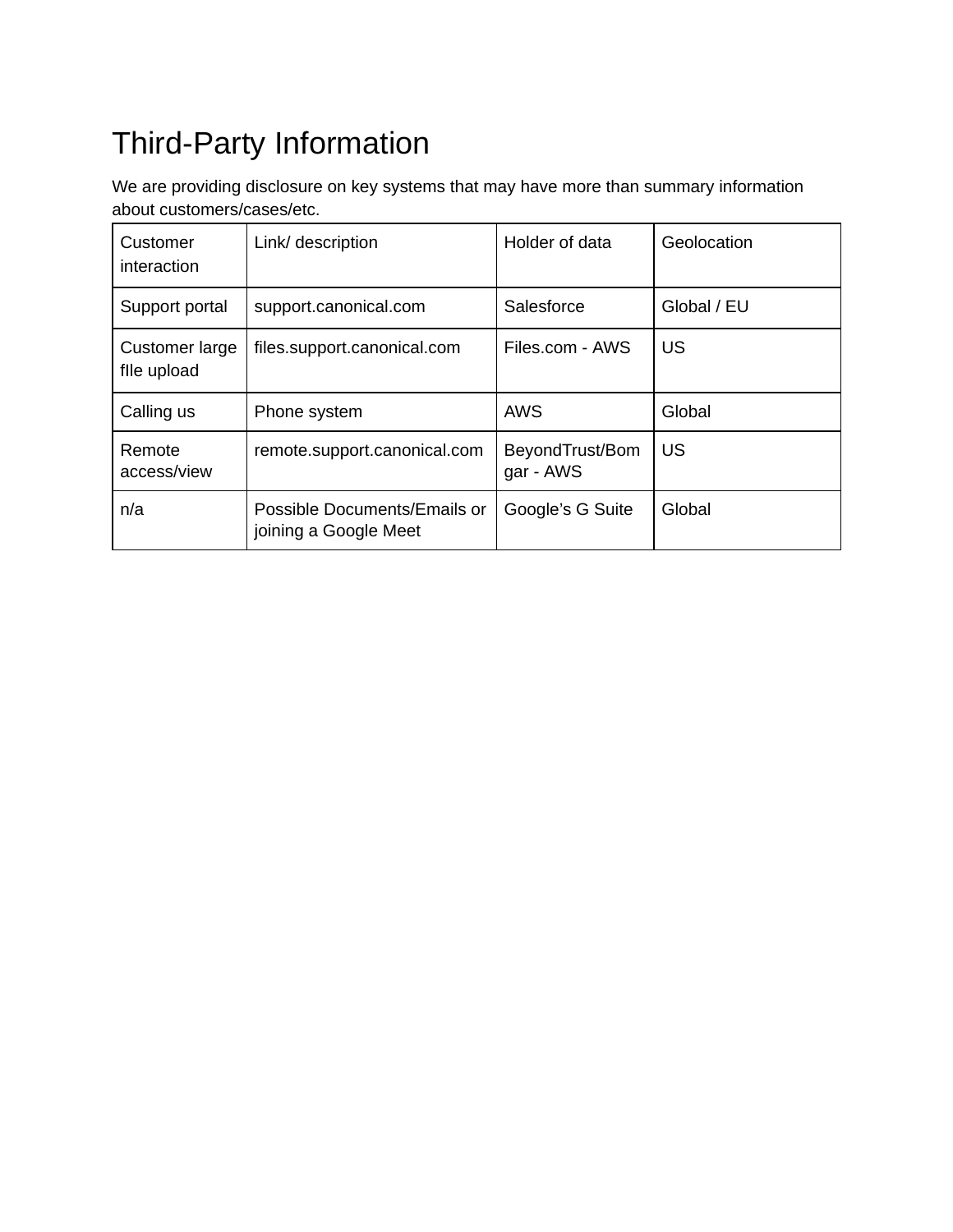# Third-Party Information

We are providing disclosure on key systems that may have more than summary information about customers/cases/etc.

| Customer interaction | Link/ description | Holder of data | Geolocation |
| --- | --- | --- | --- |
| Support portal | support.canonical.com | Salesforce | Global / EU |
| Customer large fIle upload | files.support.canonical.com | Files.com - AWS | US |
| Calling us | Phone system | AWS | Global |
| Remote access/view | remote.support.canonical.com | BeyondTrust/Bomgar - AWS | US |
| n/a | Possible Documents/Emails or joining a Google Meet | Google's G Suite | Global |